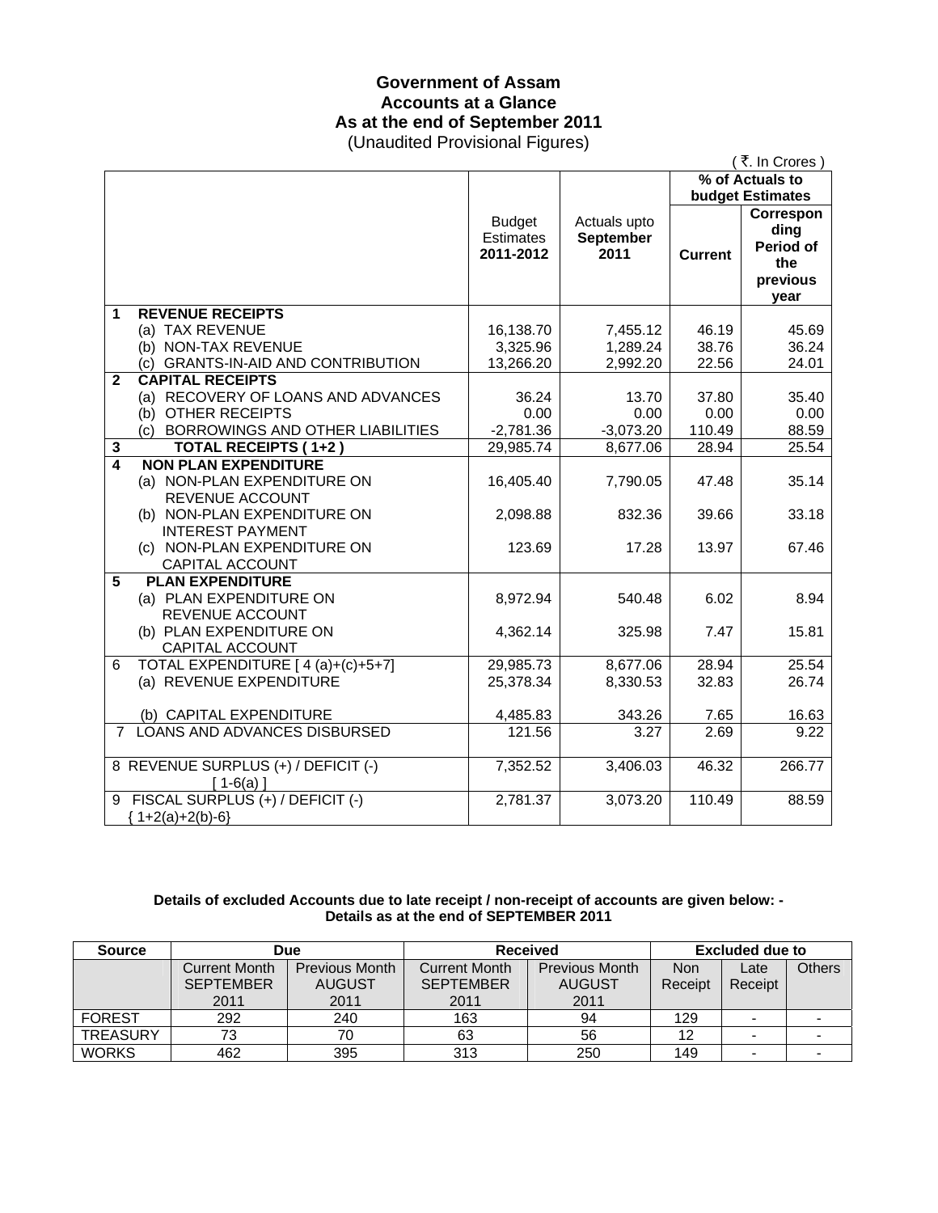# Government of Assam
## Accounts at a Glance
## As at the end of September 2011
(Unaudited Provisional Figures)

( ₹. In Crores )

| | | Budget Estimates 2011-2012 | Actuals upto September 2011 | % of Actuals to budget Estimates | |
|---|---|---|---|---|---|
| | | | | Current | Corresponding Period of the previous year |
| **1** | **REVENUE RECEIPTS** | | | | |
| | (a) TAX REVENUE | 16,138.70 | 7,455.12 | 46.19 | 45.69 |
| | (b) NON-TAX REVENUE | 3,325.96 | 1,289.24 | 38.76 | 36.24 |
| | (c) GRANTS-IN-AID AND CONTRIBUTION | 13,266.20 | 2,992.20 | 22.56 | 24.01 |
| **2** | **CAPITAL RECEIPTS** | | | | |
| | (a) RECOVERY OF LOANS AND ADVANCES | 36.24 | 13.70 | 37.80 | 35.40 |
| | (b) OTHER RECEIPTS | 0.00 | 0.00 | 0.00 | 0.00 |
| | (c) BORROWINGS AND OTHER LIABILITIES | -2,781.36 | -3,073.20 | 110.49 | 88.59 |
| **3** | **TOTAL RECEIPTS ( 1+2 )** | 29,985.74 | 8,677.06 | 28.94 | 25.54 |
| **4** | **NON PLAN EXPENDITURE** | | | | |
| | (a) NON-PLAN EXPENDITURE ON REVENUE ACCOUNT | 16,405.40 | 7,790.05 | 47.48 | 35.14 |
| | (b) NON-PLAN EXPENDITURE ON INTEREST PAYMENT | 2,098.88 | 832.36 | 39.66 | 33.18 |
| | (c) NON-PLAN EXPENDITURE ON CAPITAL ACCOUNT | 123.69 | 17.28 | 13.97 | 67.46 |
| **5** | **PLAN EXPENDITURE** | | | | |
| | (a) PLAN EXPENDITURE ON REVENUE ACCOUNT | 8,972.94 | 540.48 | 6.02 | 8.94 |
| | (b) PLAN EXPENDITURE ON CAPITAL ACCOUNT | 4,362.14 | 325.98 | 7.47 | 15.81 |
| 6 | TOTAL EXPENDITURE [ 4 (a)+(c)+5+7] | 29,985.73 | 8,677.06 | 28.94 | 25.54 |
| | (a) REVENUE EXPENDITURE | 25,378.34 | 8,330.53 | 32.83 | 26.74 |
| | (b) CAPITAL EXPENDITURE | 4,485.83 | 343.26 | 7.65 | 16.63 |
| 7 | LOANS AND ADVANCES DISBURSED | 121.56 | 3.27 | 2.69 | 9.22 |
| 8 | REVENUE SURPLUS (+) / DEFICIT (-) [ 1-6(a) ] | 7,352.52 | 3,406.03 | 46.32 | 266.77 |
| 9 | FISCAL SURPLUS (+) / DEFICIT (-) { 1+2(a)+2(b)-6} | 2,781.37 | 3,073.20 | 110.49 | 88.59 |

**Details of excluded Accounts due to late receipt / non-receipt of accounts are given below: -**
**Details as at the end of SEPTEMBER 2011**

| Source | Due | | Received | | Excluded due to | | |
|---|---|---|---|---|---|---|---|
| | Current Month SEPTEMBER 2011 | Previous Month AUGUST 2011 | Current Month SEPTEMBER 2011 | Previous Month AUGUST 2011 | Non Receipt | Late Receipt | Others |
| FOREST | 292 | 240 | 163 | 94 | 129 | - | - |
| TREASURY | 73 | 70 | 63 | 56 | 12 | - | - |
| WORKS | 462 | 395 | 313 | 250 | 149 | - | - |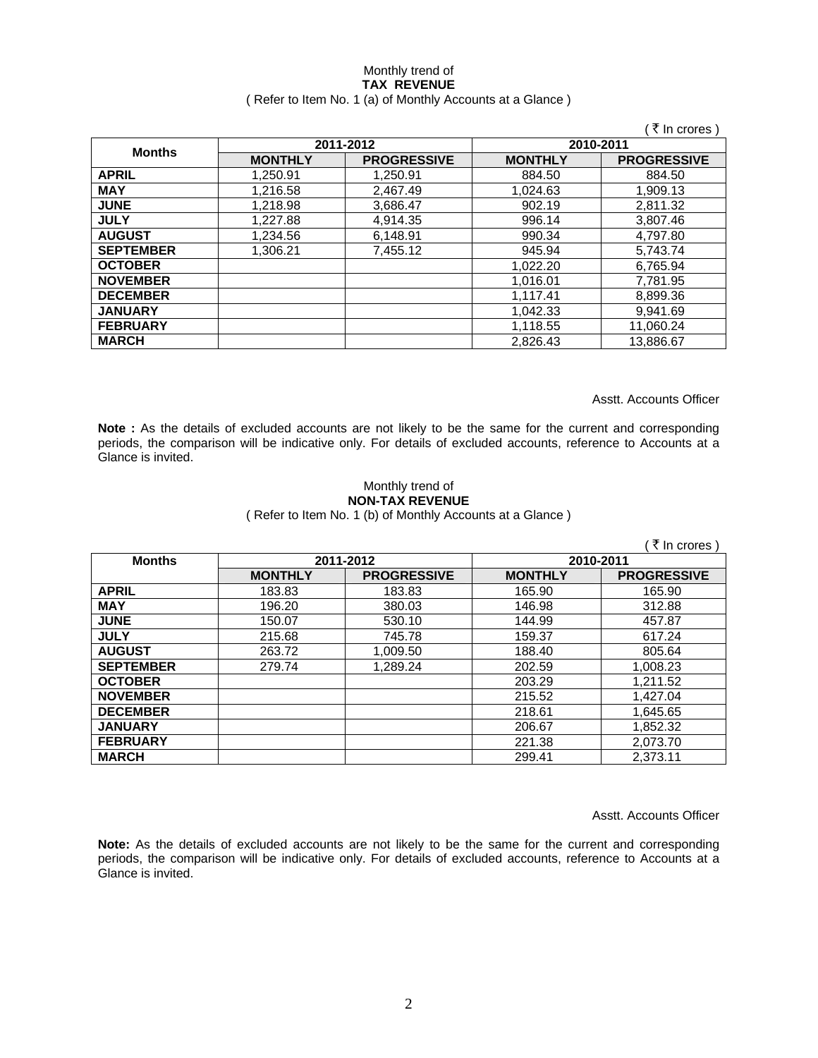Monthly trend of

**TAX REVENUE**

( Refer to Item No. 1 (a) of Monthly Accounts at a Glance )

( ₹ In crores )

| Months | 2011-2012 | | 2010-2011 | |
|---|---|---|---|---|
| | MONTHLY | PROGRESSIVE | MONTHLY | PROGRESSIVE |
| **APRIL** | 1,250.91 | 1,250.91 | 884.50 | 884.50 |
| **MAY** | 1,216.58 | 2,467.49 | 1,024.63 | 1,909.13 |
| **JUNE** | 1,218.98 | 3,686.47 | 902.19 | 2,811.32 |
| **JULY** | 1,227.88 | 4,914.35 | 996.14 | 3,807.46 |
| **AUGUST** | 1,234.56 | 6,148.91 | 990.34 | 4,797.80 |
| **SEPTEMBER** | 1,306.21 | 7,455.12 | 945.94 | 5,743.74 |
| **OCTOBER** | | | 1,022.20 | 6,765.94 |
| **NOVEMBER** | | | 1,016.01 | 7,781.95 |
| **DECEMBER** | | | 1,117.41 | 8,899.36 |
| **JANUARY** | | | 1,042.33 | 9,941.69 |
| **FEBRUARY** | | | 1,118.55 | 11,060.24 |
| **MARCH** | | | 2,826.43 | 13,886.67 |

Asstt. Accounts Officer

**Note :** As the details of excluded accounts are not likely to be the same for the current and corresponding periods, the comparison will be indicative only. For details of excluded accounts, reference to Accounts at a Glance is invited.

Monthly trend of

**NON-TAX REVENUE**

( Refer to Item No. 1 (b) of Monthly Accounts at a Glance )

( ₹ In crores )

| Months | 2011-2012 | | 2010-2011 | |
|---|---|---|---|---|
| | MONTHLY | PROGRESSIVE | MONTHLY | PROGRESSIVE |
| **APRIL** | 183.83 | 183.83 | 165.90 | 165.90 |
| **MAY** | 196.20 | 380.03 | 146.98 | 312.88 |
| **JUNE** | 150.07 | 530.10 | 144.99 | 457.87 |
| **JULY** | 215.68 | 745.78 | 159.37 | 617.24 |
| **AUGUST** | 263.72 | 1,009.50 | 188.40 | 805.64 |
| **SEPTEMBER** | 279.74 | 1,289.24 | 202.59 | 1,008.23 |
| **OCTOBER** | | | 203.29 | 1,211.52 |
| **NOVEMBER** | | | 215.52 | 1,427.04 |
| **DECEMBER** | | | 218.61 | 1,645.65 |
| **JANUARY** | | | 206.67 | 1,852.32 |
| **FEBRUARY** | | | 221.38 | 2,073.70 |
| **MARCH** | | | 299.41 | 2,373.11 |

Asstt. Accounts Officer

**Note:** As the details of excluded accounts are not likely to be the same for the current and corresponding periods, the comparison will be indicative only. For details of excluded accounts, reference to Accounts at a Glance is invited.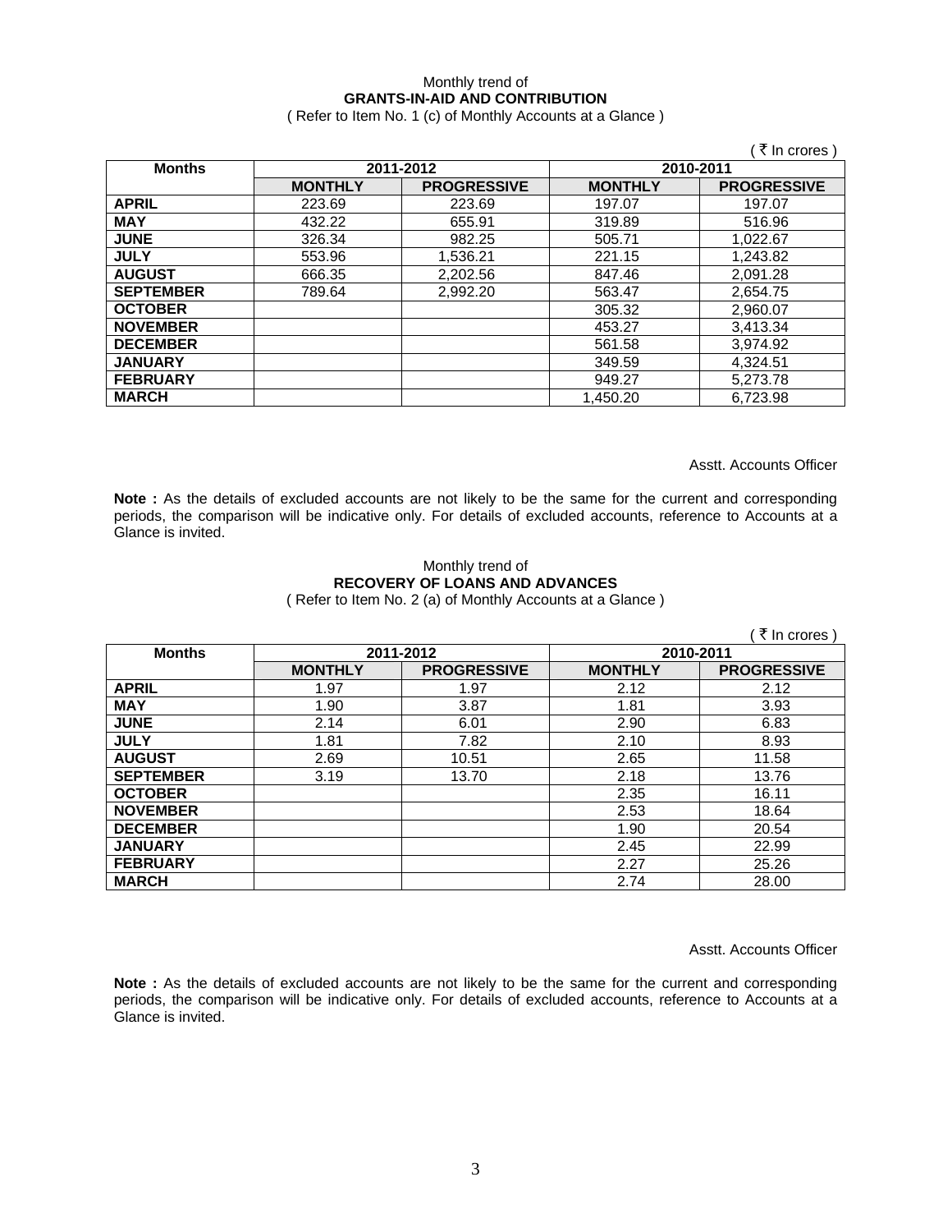Monthly trend of

**GRANTS-IN-AID AND CONTRIBUTION**

( Refer to Item No. 1 (c) of Monthly Accounts at a Glance )

( ₹ In crores )

| Months | 2011-2012 | | 2010-2011 | |
|---|---|---|---|---|
| | MONTHLY | PROGRESSIVE | MONTHLY | PROGRESSIVE |
| APRIL | 223.69 | 223.69 | 197.07 | 197.07 |
| MAY | 432.22 | 655.91 | 319.89 | 516.96 |
| JUNE | 326.34 | 982.25 | 505.71 | 1,022.67 |
| JULY | 553.96 | 1,536.21 | 221.15 | 1,243.82 |
| AUGUST | 666.35 | 2,202.56 | 847.46 | 2,091.28 |
| SEPTEMBER | 789.64 | 2,992.20 | 563.47 | 2,654.75 |
| OCTOBER | | | 305.32 | 2,960.07 |
| NOVEMBER | | | 453.27 | 3,413.34 |
| DECEMBER | | | 561.58 | 3,974.92 |
| JANUARY | | | 349.59 | 4,324.51 |
| FEBRUARY | | | 949.27 | 5,273.78 |
| MARCH | | | 1,450.20 | 6,723.98 |

Asstt. Accounts Officer

**Note :** As the details of excluded accounts are not likely to be the same for the current and corresponding periods, the comparison will be indicative only. For details of excluded accounts, reference to Accounts at a Glance is invited.

Monthly trend of

**RECOVERY OF LOANS AND ADVANCES**

( Refer to Item No. 2 (a) of Monthly Accounts at a Glance )

( ₹ In crores )

| Months | 2011-2012 | | 2010-2011 | |
|---|---|---|---|---|
| | MONTHLY | PROGRESSIVE | MONTHLY | PROGRESSIVE |
| APRIL | 1.97 | 1.97 | 2.12 | 2.12 |
| MAY | 1.90 | 3.87 | 1.81 | 3.93 |
| JUNE | 2.14 | 6.01 | 2.90 | 6.83 |
| JULY | 1.81 | 7.82 | 2.10 | 8.93 |
| AUGUST | 2.69 | 10.51 | 2.65 | 11.58 |
| SEPTEMBER | 3.19 | 13.70 | 2.18 | 13.76 |
| OCTOBER | | | 2.35 | 16.11 |
| NOVEMBER | | | 2.53 | 18.64 |
| DECEMBER | | | 1.90 | 20.54 |
| JANUARY | | | 2.45 | 22.99 |
| FEBRUARY | | | 2.27 | 25.26 |
| MARCH | | | 2.74 | 28.00 |

Asstt. Accounts Officer

**Note :** As the details of excluded accounts are not likely to be the same for the current and corresponding periods, the comparison will be indicative only. For details of excluded accounts, reference to Accounts at a Glance is invited.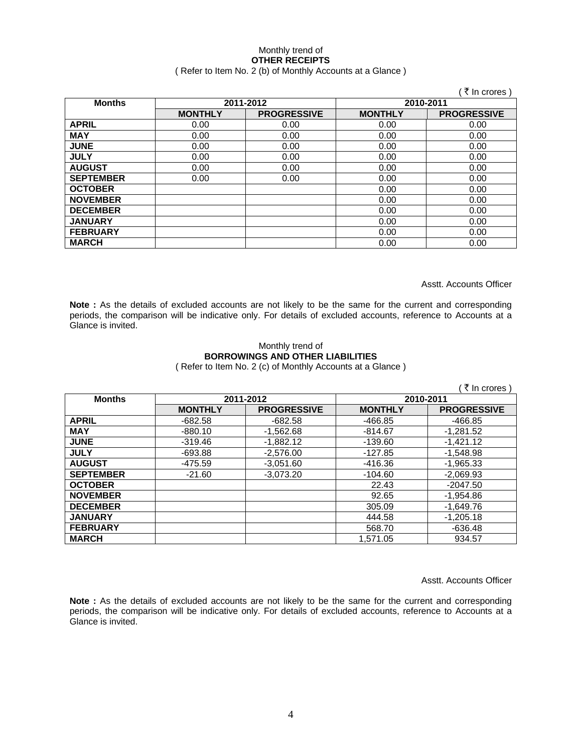Monthly trend of

**OTHER RECEIPTS**

( Refer to Item No. 2 (b) of Monthly Accounts at a Glance )

( ₹ In crores )

| Months | 2011-2012 | | 2010-2011 | |
|---|---|---|---|---|
| | MONTHLY | PROGRESSIVE | MONTHLY | PROGRESSIVE |
| **APRIL** | 0.00 | 0.00 | 0.00 | 0.00 |
| **MAY** | 0.00 | 0.00 | 0.00 | 0.00 |
| **JUNE** | 0.00 | 0.00 | 0.00 | 0.00 |
| **JULY** | 0.00 | 0.00 | 0.00 | 0.00 |
| **AUGUST** | 0.00 | 0.00 | 0.00 | 0.00 |
| **SEPTEMBER** | 0.00 | 0.00 | 0.00 | 0.00 |
| **OCTOBER** | | | 0.00 | 0.00 |
| **NOVEMBER** | | | 0.00 | 0.00 |
| **DECEMBER** | | | 0.00 | 0.00 |
| **JANUARY** | | | 0.00 | 0.00 |
| **FEBRUARY** | | | 0.00 | 0.00 |
| **MARCH** | | | 0.00 | 0.00 |

Asstt. Accounts Officer

**Note :** As the details of excluded accounts are not likely to be the same for the current and corresponding periods, the comparison will be indicative only. For details of excluded accounts, reference to Accounts at a Glance is invited.

Monthly trend of

**BORROWINGS AND OTHER LIABILITIES**

( Refer to Item No. 2 (c) of Monthly Accounts at a Glance )

( ₹ In crores )

| Months | 2011-2012 | | 2010-2011 | |
|---|---|---|---|---|
| | MONTHLY | PROGRESSIVE | MONTHLY | PROGRESSIVE |
| **APRIL** | -682.58 | -682.58 | -466.85 | -466.85 |
| **MAY** | -880.10 | -1,562.68 | -814.67 | -1,281.52 |
| **JUNE** | -319.46 | -1,882.12 | -139.60 | -1,421.12 |
| **JULY** | -693.88 | -2,576.00 | -127.85 | -1,548.98 |
| **AUGUST** | -475.59 | -3,051.60 | -416.36 | -1,965.33 |
| **SEPTEMBER** | -21.60 | -3,073.20 | -104.60 | -2,069.93 |
| **OCTOBER** | | | 22.43 | -2047.50 |
| **NOVEMBER** | | | 92.65 | -1,954.86 |
| **DECEMBER** | | | 305.09 | -1,649.76 |
| **JANUARY** | | | 444.58 | -1,205.18 |
| **FEBRUARY** | | | 568.70 | -636.48 |
| **MARCH** | | | 1,571.05 | 934.57 |

Asstt. Accounts Officer

**Note :** As the details of excluded accounts are not likely to be the same for the current and corresponding periods, the comparison will be indicative only. For details of excluded accounts, reference to Accounts at a Glance is invited.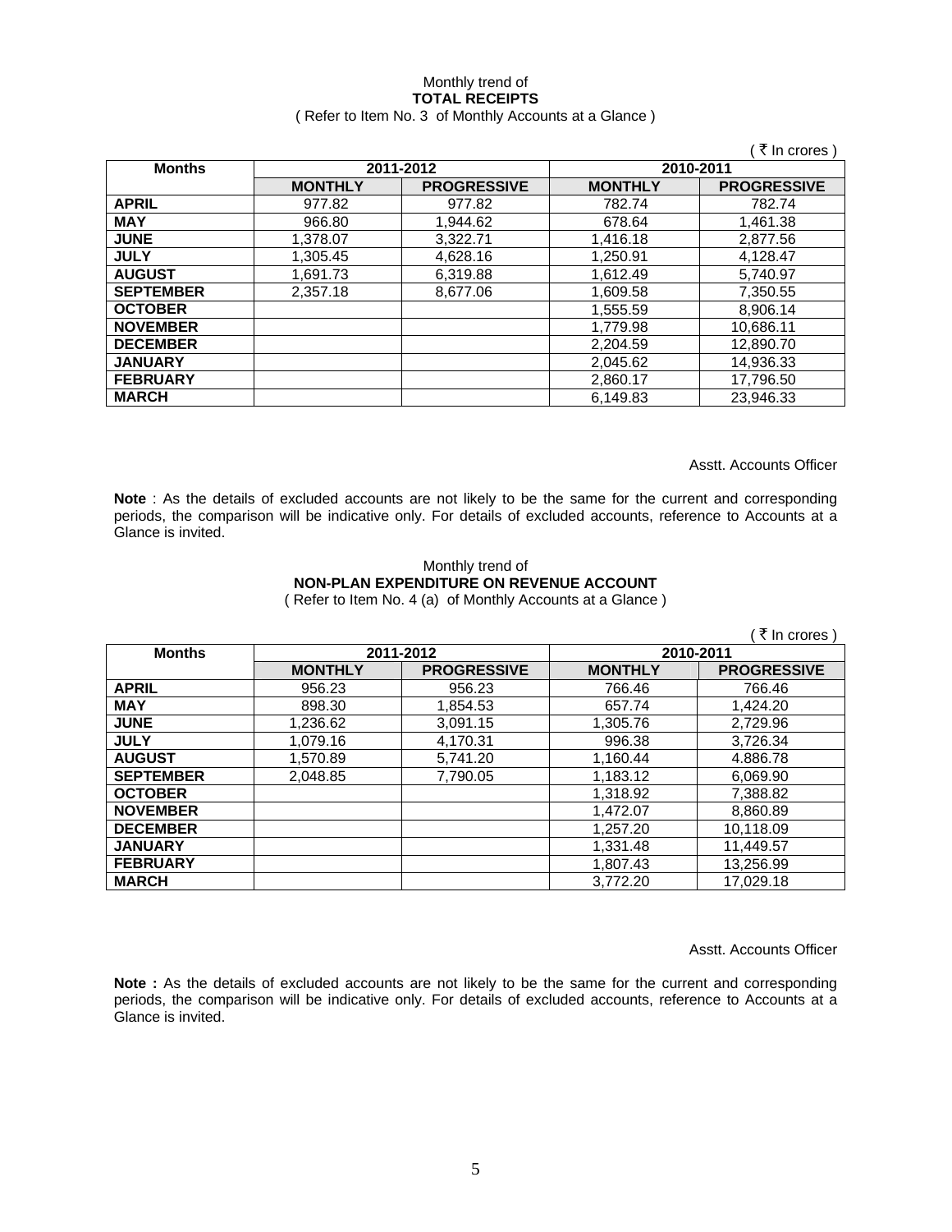Monthly trend of

**TOTAL RECEIPTS**

( Refer to Item No. 3 of Monthly Accounts at a Glance )

( ₹ In crores )

| Months | 2011-2012 | | 2010-2011 | |
|---|---|---|---|---|
| | **MONTHLY** | **PROGRESSIVE** | **MONTHLY** | **PROGRESSIVE** |
| **APRIL** | 977.82 | 977.82 | 782.74 | 782.74 |
| **MAY** | 966.80 | 1,944.62 | 678.64 | 1,461.38 |
| **JUNE** | 1,378.07 | 3,322.71 | 1,416.18 | 2,877.56 |
| **JULY** | 1,305.45 | 4,628.16 | 1,250.91 | 4,128.47 |
| **AUGUST** | 1,691.73 | 6,319.88 | 1,612.49 | 5,740.97 |
| **SEPTEMBER** | 2,357.18 | 8,677.06 | 1,609.58 | 7,350.55 |
| **OCTOBER** | | | 1,555.59 | 8,906.14 |
| **NOVEMBER** | | | 1,779.98 | 10,686.11 |
| **DECEMBER** | | | 2,204.59 | 12,890.70 |
| **JANUARY** | | | 2,045.62 | 14,936.33 |
| **FEBRUARY** | | | 2,860.17 | 17,796.50 |
| **MARCH** | | | 6,149.83 | 23,946.33 |

Asstt. Accounts Officer

**Note** : As the details of excluded accounts are not likely to be the same for the current and corresponding periods, the comparison will be indicative only. For details of excluded accounts, reference to Accounts at a Glance is invited.

Monthly trend of

**NON-PLAN EXPENDITURE ON REVENUE ACCOUNT**

( Refer to Item No. 4 (a) of Monthly Accounts at a Glance )

( ₹ In crores )

| Months | 2011-2012 | | 2010-2011 | |
|---|---|---|---|---|
| | **MONTHLY** | **PROGRESSIVE** | **MONTHLY** | **PROGRESSIVE** |
| **APRIL** | 956.23 | 956.23 | 766.46 | 766.46 |
| **MAY** | 898.30 | 1,854.53 | 657.74 | 1,424.20 |
| **JUNE** | 1,236.62 | 3,091.15 | 1,305.76 | 2,729.96 |
| **JULY** | 1,079.16 | 4,170.31 | 996.38 | 3,726.34 |
| **AUGUST** | 1,570.89 | 5,741.20 | 1,160.44 | 4.886.78 |
| **SEPTEMBER** | 2,048.85 | 7,790.05 | 1,183.12 | 6,069.90 |
| **OCTOBER** | | | 1,318.92 | 7,388.82 |
| **NOVEMBER** | | | 1,472.07 | 8,860.89 |
| **DECEMBER** | | | 1,257.20 | 10,118.09 |
| **JANUARY** | | | 1,331.48 | 11,449.57 |
| **FEBRUARY** | | | 1,807.43 | 13,256.99 |
| **MARCH** | | | 3,772.20 | 17,029.18 |

Asstt. Accounts Officer

**Note :** As the details of excluded accounts are not likely to be the same for the current and corresponding periods, the comparison will be indicative only. For details of excluded accounts, reference to Accounts at a Glance is invited.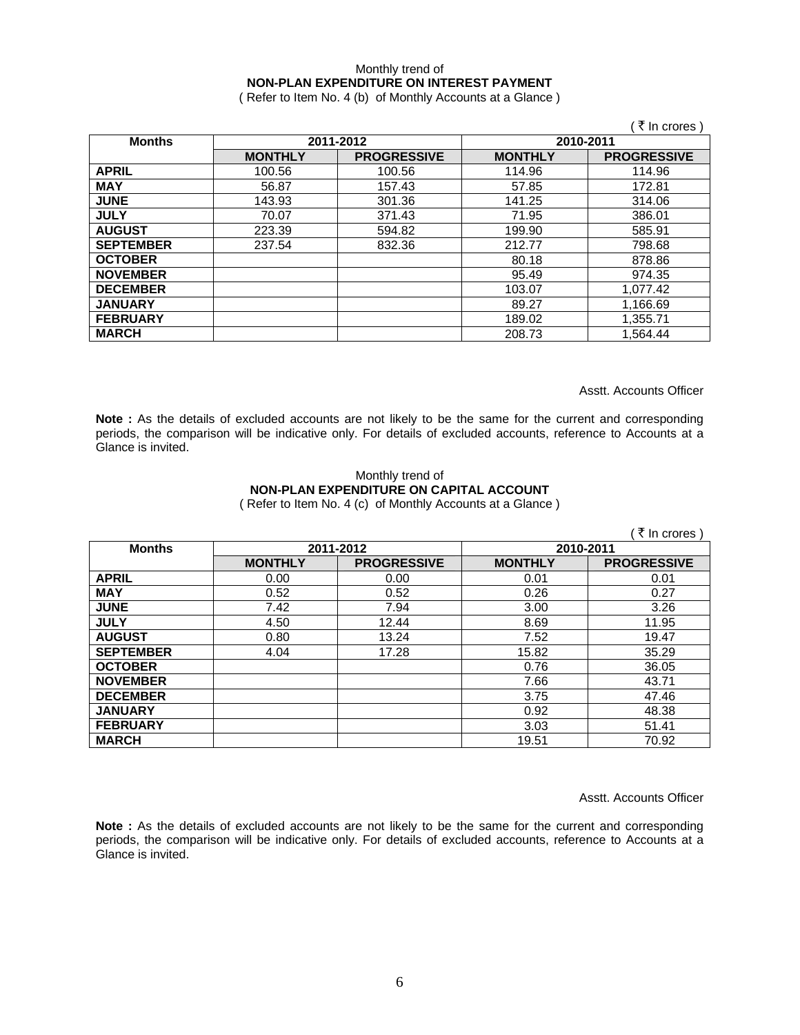Monthly trend of
**NON-PLAN EXPENDITURE ON INTEREST PAYMENT**
( Refer to Item No. 4 (b) of Monthly Accounts at a Glance )

( ₹ In crores )

| Months | 2011-2012 | | 2010-2011 | |
|---|---|---|---|---|
| | MONTHLY | PROGRESSIVE | MONTHLY | PROGRESSIVE |
| APRIL | 100.56 | 100.56 | 114.96 | 114.96 |
| MAY | 56.87 | 157.43 | 57.85 | 172.81 |
| JUNE | 143.93 | 301.36 | 141.25 | 314.06 |
| JULY | 70.07 | 371.43 | 71.95 | 386.01 |
| AUGUST | 223.39 | 594.82 | 199.90 | 585.91 |
| SEPTEMBER | 237.54 | 832.36 | 212.77 | 798.68 |
| OCTOBER | | | 80.18 | 878.86 |
| NOVEMBER | | | 95.49 | 974.35 |
| DECEMBER | | | 103.07 | 1,077.42 |
| JANUARY | | | 89.27 | 1,166.69 |
| FEBRUARY | | | 189.02 | 1,355.71 |
| MARCH | | | 208.73 | 1,564.44 |

Asstt. Accounts Officer

**Note :** As the details of excluded accounts are not likely to be the same for the current and corresponding periods, the comparison will be indicative only. For details of excluded accounts, reference to Accounts at a Glance is invited.

Monthly trend of
**NON-PLAN EXPENDITURE ON CAPITAL ACCOUNT**
( Refer to Item No. 4 (c) of Monthly Accounts at a Glance )

( ₹ In crores )

| Months | 2011-2012 | | 2010-2011 | |
|---|---|---|---|---|
| | MONTHLY | PROGRESSIVE | MONTHLY | PROGRESSIVE |
| APRIL | 0.00 | 0.00 | 0.01 | 0.01 |
| MAY | 0.52 | 0.52 | 0.26 | 0.27 |
| JUNE | 7.42 | 7.94 | 3.00 | 3.26 |
| JULY | 4.50 | 12.44 | 8.69 | 11.95 |
| AUGUST | 0.80 | 13.24 | 7.52 | 19.47 |
| SEPTEMBER | 4.04 | 17.28 | 15.82 | 35.29 |
| OCTOBER | | | 0.76 | 36.05 |
| NOVEMBER | | | 7.66 | 43.71 |
| DECEMBER | | | 3.75 | 47.46 |
| JANUARY | | | 0.92 | 48.38 |
| FEBRUARY | | | 3.03 | 51.41 |
| MARCH | | | 19.51 | 70.92 |

Asstt. Accounts Officer

**Note :** As the details of excluded accounts are not likely to be the same for the current and corresponding periods, the comparison will be indicative only. For details of excluded accounts, reference to Accounts at a Glance is invited.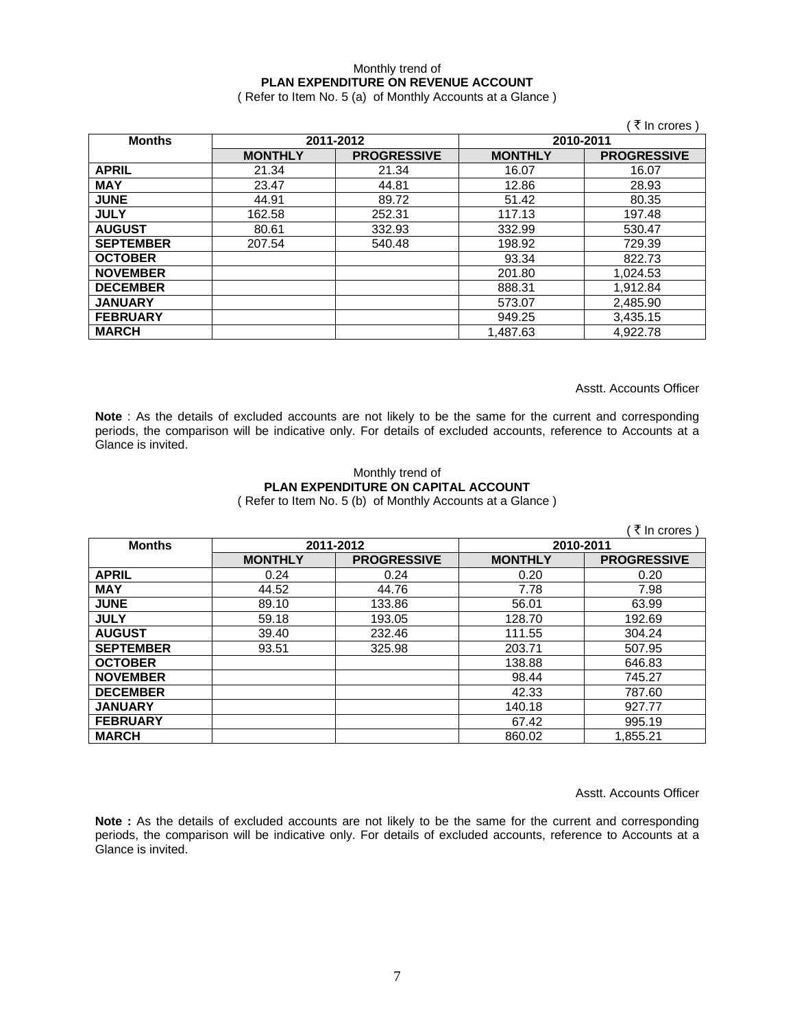Monthly trend of

**PLAN EXPENDITURE ON REVENUE ACCOUNT**

( Refer to Item No. 5 (a) of Monthly Accounts at a Glance )

( ₹ In crores )

| Months | 2011-2012 | | 2010-2011 | |
|---|---|---|---|---|
| | **MONTHLY** | **PROGRESSIVE** | **MONTHLY** | **PROGRESSIVE** |
| **APRIL** | 21.34 | 21.34 | 16.07 | 16.07 |
| **MAY** | 23.47 | 44.81 | 12.86 | 28.93 |
| **JUNE** | 44.91 | 89.72 | 51.42 | 80.35 |
| **JULY** | 162.58 | 252.31 | 117.13 | 197.48 |
| **AUGUST** | 80.61 | 332.93 | 332.99 | 530.47 |
| **SEPTEMBER** | 207.54 | 540.48 | 198.92 | 729.39 |
| **OCTOBER** | | | 93.34 | 822.73 |
| **NOVEMBER** | | | 201.80 | 1,024.53 |
| **DECEMBER** | | | 888.31 | 1,912.84 |
| **JANUARY** | | | 573.07 | 2,485.90 |
| **FEBRUARY** | | | 949.25 | 3,435.15 |
| **MARCH** | | | 1,487.63 | 4,922.78 |

Asstt. Accounts Officer

**Note** : As the details of excluded accounts are not likely to be the same for the current and corresponding periods, the comparison will be indicative only. For details of excluded accounts, reference to Accounts at a Glance is invited.

Monthly trend of

**PLAN EXPENDITURE ON CAPITAL ACCOUNT**

( Refer to Item No. 5 (b) of Monthly Accounts at a Glance )

( ₹ In crores )

| Months | 2011-2012 | | 2010-2011 | |
|---|---|---|---|---|
| | **MONTHLY** | **PROGRESSIVE** | **MONTHLY** | **PROGRESSIVE** |
| **APRIL** | 0.24 | 0.24 | 0.20 | 0.20 |
| **MAY** | 44.52 | 44.76 | 7.78 | 7.98 |
| **JUNE** | 89.10 | 133.86 | 56.01 | 63.99 |
| **JULY** | 59.18 | 193.05 | 128.70 | 192.69 |
| **AUGUST** | 39.40 | 232.46 | 111.55 | 304.24 |
| **SEPTEMBER** | 93.51 | 325.98 | 203.71 | 507.95 |
| **OCTOBER** | | | 138.88 | 646.83 |
| **NOVEMBER** | | | 98.44 | 745.27 |
| **DECEMBER** | | | 42.33 | 787.60 |
| **JANUARY** | | | 140.18 | 927.77 |
| **FEBRUARY** | | | 67.42 | 995.19 |
| **MARCH** | | | 860.02 | 1,855.21 |

Asstt. Accounts Officer

**Note :** As the details of excluded accounts are not likely to be the same for the current and corresponding periods, the comparison will be indicative only. For details of excluded accounts, reference to Accounts at a Glance is invited.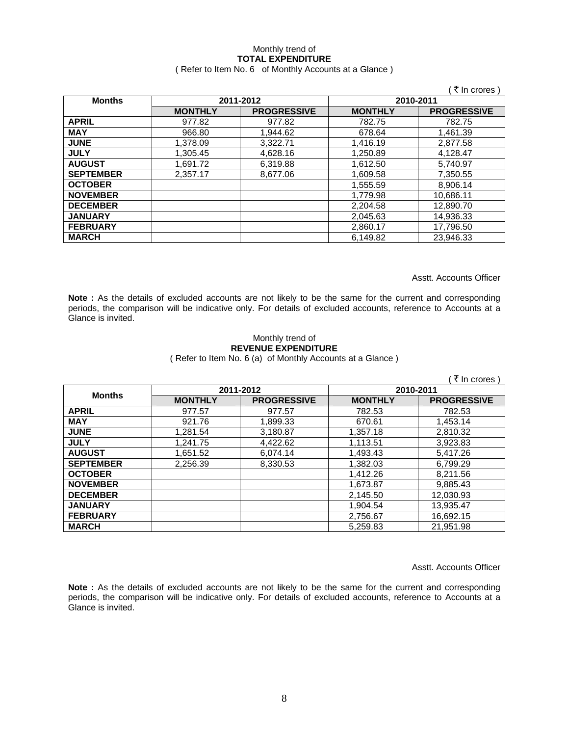Monthly trend of

**TOTAL EXPENDITURE**

( Refer to Item No. 6 of Monthly Accounts at a Glance )

( ₹ In crores )

| Months | 2011-2012 | | 2010-2011 | |
|---|---|---|---|---|
| | **MONTHLY** | **PROGRESSIVE** | **MONTHLY** | **PROGRESSIVE** |
| **APRIL** | 977.82 | 977.82 | 782.75 | 782.75 |
| **MAY** | 966.80 | 1,944.62 | 678.64 | 1,461.39 |
| **JUNE** | 1,378.09 | 3,322.71 | 1,416.19 | 2,877.58 |
| **JULY** | 1,305.45 | 4,628.16 | 1,250.89 | 4,128.47 |
| **AUGUST** | 1,691.72 | 6,319.88 | 1,612.50 | 5,740.97 |
| **SEPTEMBER** | 2,357.17 | 8,677.06 | 1,609.58 | 7,350.55 |
| **OCTOBER** | | | 1,555.59 | 8,906.14 |
| **NOVEMBER** | | | 1,779.98 | 10,686.11 |
| **DECEMBER** | | | 2,204.58 | 12,890.70 |
| **JANUARY** | | | 2,045.63 | 14,936.33 |
| **FEBRUARY** | | | 2,860.17 | 17,796.50 |
| **MARCH** | | | 6,149.82 | 23,946.33 |

Asstt. Accounts Officer

**Note :** As the details of excluded accounts are not likely to be the same for the current and corresponding periods, the comparison will be indicative only. For details of excluded accounts, reference to Accounts at a Glance is invited.

Monthly trend of

**REVENUE EXPENDITURE**

( Refer to Item No. 6 (a) of Monthly Accounts at a Glance )

( ₹ In crores )

| Months | 2011-2012 | | 2010-2011 | |
|---|---|---|---|---|
| | **MONTHLY** | **PROGRESSIVE** | **MONTHLY** | **PROGRESSIVE** |
| **APRIL** | 977.57 | 977.57 | 782.53 | 782.53 |
| **MAY** | 921.76 | 1,899.33 | 670.61 | 1,453.14 |
| **JUNE** | 1,281.54 | 3,180.87 | 1,357.18 | 2,810.32 |
| **JULY** | 1,241.75 | 4,422.62 | 1,113.51 | 3,923.83 |
| **AUGUST** | 1,651.52 | 6,074.14 | 1,493.43 | 5,417.26 |
| **SEPTEMBER** | 2,256.39 | 8,330.53 | 1,382.03 | 6,799.29 |
| **OCTOBER** | | | 1,412.26 | 8,211.56 |
| **NOVEMBER** | | | 1,673.87 | 9,885.43 |
| **DECEMBER** | | | 2,145.50 | 12,030.93 |
| **JANUARY** | | | 1,904.54 | 13,935.47 |
| **FEBRUARY** | | | 2,756.67 | 16,692.15 |
| **MARCH** | | | 5,259.83 | 21,951.98 |

Asstt. Accounts Officer

**Note :** As the details of excluded accounts are not likely to be the same for the current and corresponding periods, the comparison will be indicative only. For details of excluded accounts, reference to Accounts at a Glance is invited.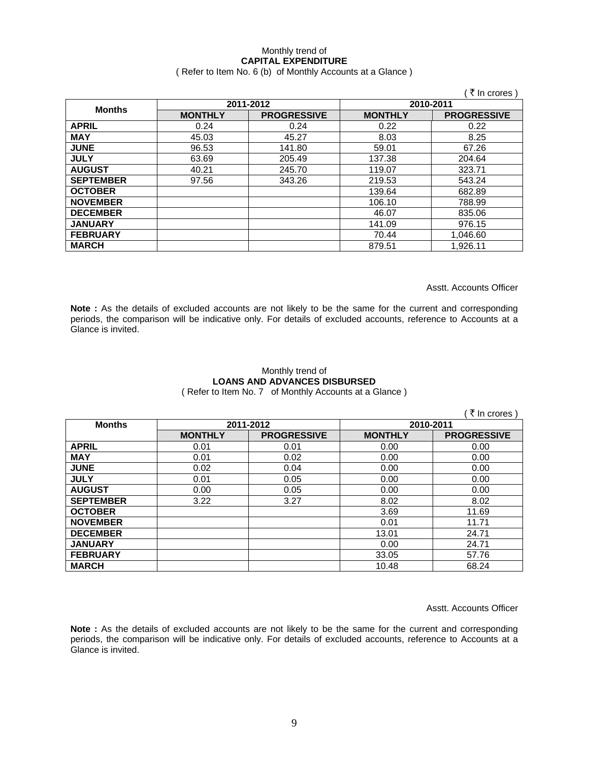Monthly trend of

**CAPITAL EXPENDITURE**

( Refer to Item No. 6 (b) of Monthly Accounts at a Glance )

( ₹ In crores )

| Months | 2011-2012 | | 2010-2011 | |
|---|---|---|---|---|
| | MONTHLY | PROGRESSIVE | MONTHLY | PROGRESSIVE |
| APRIL | 0.24 | 0.24 | 0.22 | 0.22 |
| MAY | 45.03 | 45.27 | 8.03 | 8.25 |
| JUNE | 96.53 | 141.80 | 59.01 | 67.26 |
| JULY | 63.69 | 205.49 | 137.38 | 204.64 |
| AUGUST | 40.21 | 245.70 | 119.07 | 323.71 |
| SEPTEMBER | 97.56 | 343.26 | 219.53 | 543.24 |
| OCTOBER | | | 139.64 | 682.89 |
| NOVEMBER | | | 106.10 | 788.99 |
| DECEMBER | | | 46.07 | 835.06 |
| JANUARY | | | 141.09 | 976.15 |
| FEBRUARY | | | 70.44 | 1,046.60 |
| MARCH | | | 879.51 | 1,926.11 |

Asstt. Accounts Officer

**Note :** As the details of excluded accounts are not likely to be the same for the current and corresponding periods, the comparison will be indicative only. For details of excluded accounts, reference to Accounts at a Glance is invited.

Monthly trend of

**LOANS AND ADVANCES DISBURSED**

( Refer to Item No. 7 of Monthly Accounts at a Glance )

( ₹ In crores )

| Months | 2011-2012 | | 2010-2011 | |
|---|---|---|---|---|
| | MONTHLY | PROGRESSIVE | MONTHLY | PROGRESSIVE |
| APRIL | 0.01 | 0.01 | 0.00 | 0.00 |
| MAY | 0.01 | 0.02 | 0.00 | 0.00 |
| JUNE | 0.02 | 0.04 | 0.00 | 0.00 |
| JULY | 0.01 | 0.05 | 0.00 | 0.00 |
| AUGUST | 0.00 | 0.05 | 0.00 | 0.00 |
| SEPTEMBER | 3.22 | 3.27 | 8.02 | 8.02 |
| OCTOBER | | | 3.69 | 11.69 |
| NOVEMBER | | | 0.01 | 11.71 |
| DECEMBER | | | 13.01 | 24.71 |
| JANUARY | | | 0.00 | 24.71 |
| FEBRUARY | | | 33.05 | 57.76 |
| MARCH | | | 10.48 | 68.24 |

Asstt. Accounts Officer

**Note :** As the details of excluded accounts are not likely to be the same for the current and corresponding periods, the comparison will be indicative only. For details of excluded accounts, reference to Accounts at a Glance is invited.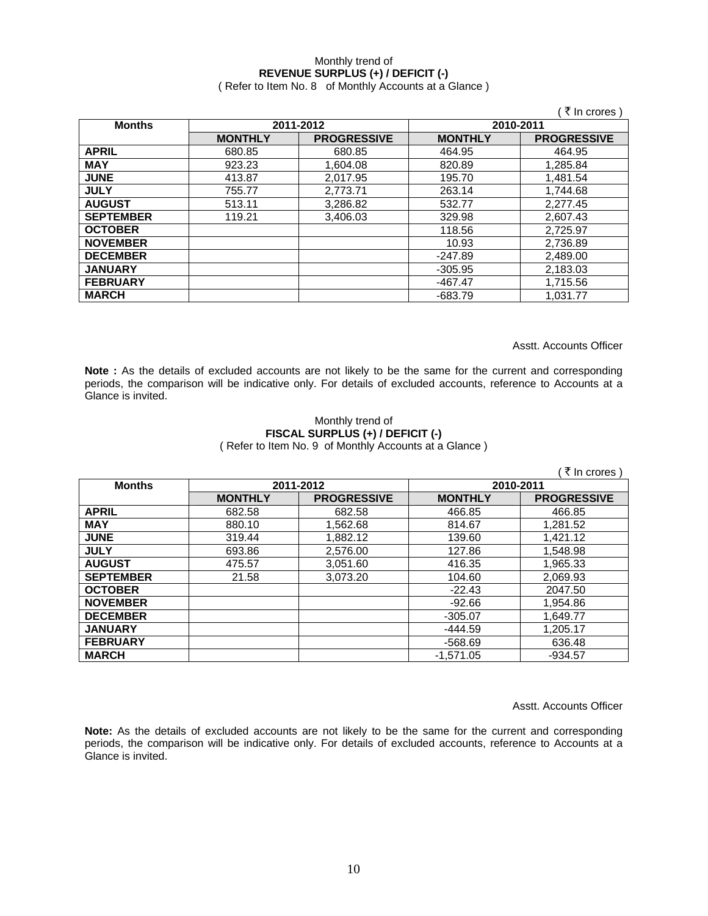Monthly trend of
**REVENUE SURPLUS (+) / DEFICIT (-)**
( Refer to Item No. 8 of Monthly Accounts at a Glance )

( ₹ In crores )

| Months | 2011-2012 | | 2010-2011 | |
|---|---|---|---|---|
| | MONTHLY | PROGRESSIVE | MONTHLY | PROGRESSIVE |
| **APRIL** | 680.85 | 680.85 | 464.95 | 464.95 |
| **MAY** | 923.23 | 1,604.08 | 820.89 | 1,285.84 |
| **JUNE** | 413.87 | 2,017.95 | 195.70 | 1,481.54 |
| **JULY** | 755.77 | 2,773.71 | 263.14 | 1,744.68 |
| **AUGUST** | 513.11 | 3,286.82 | 532.77 | 2,277.45 |
| **SEPTEMBER** | 119.21 | 3,406.03 | 329.98 | 2,607.43 |
| **OCTOBER** | | | 118.56 | 2,725.97 |
| **NOVEMBER** | | | 10.93 | 2,736.89 |
| **DECEMBER** | | | -247.89 | 2,489.00 |
| **JANUARY** | | | -305.95 | 2,183.03 |
| **FEBRUARY** | | | -467.47 | 1,715.56 |
| **MARCH** | | | -683.79 | 1,031.77 |

Asstt. Accounts Officer

**Note :** As the details of excluded accounts are not likely to be the same for the current and corresponding periods, the comparison will be indicative only. For details of excluded accounts, reference to Accounts at a Glance is invited.

Monthly trend of
**FISCAL SURPLUS (+) / DEFICIT (-)**
( Refer to Item No. 9 of Monthly Accounts at a Glance )

( ₹ In crores )

| Months | 2011-2012 | | 2010-2011 | |
|---|---|---|---|---|
| | MONTHLY | PROGRESSIVE | MONTHLY | PROGRESSIVE |
| **APRIL** | 682.58 | 682.58 | 466.85 | 466.85 |
| **MAY** | 880.10 | 1,562.68 | 814.67 | 1,281.52 |
| **JUNE** | 319.44 | 1,882.12 | 139.60 | 1,421.12 |
| **JULY** | 693.86 | 2,576.00 | 127.86 | 1,548.98 |
| **AUGUST** | 475.57 | 3,051.60 | 416.35 | 1,965.33 |
| **SEPTEMBER** | 21.58 | 3,073.20 | 104.60 | 2,069.93 |
| **OCTOBER** | | | -22.43 | 2047.50 |
| **NOVEMBER** | | | -92.66 | 1,954.86 |
| **DECEMBER** | | | -305.07 | 1,649.77 |
| **JANUARY** | | | -444.59 | 1,205.17 |
| **FEBRUARY** | | | -568.69 | 636.48 |
| **MARCH** | | | -1,571.05 | -934.57 |

Asstt. Accounts Officer

**Note:** As the details of excluded accounts are not likely to be the same for the current and corresponding periods, the comparison will be indicative only. For details of excluded accounts, reference to Accounts at a Glance is invited.